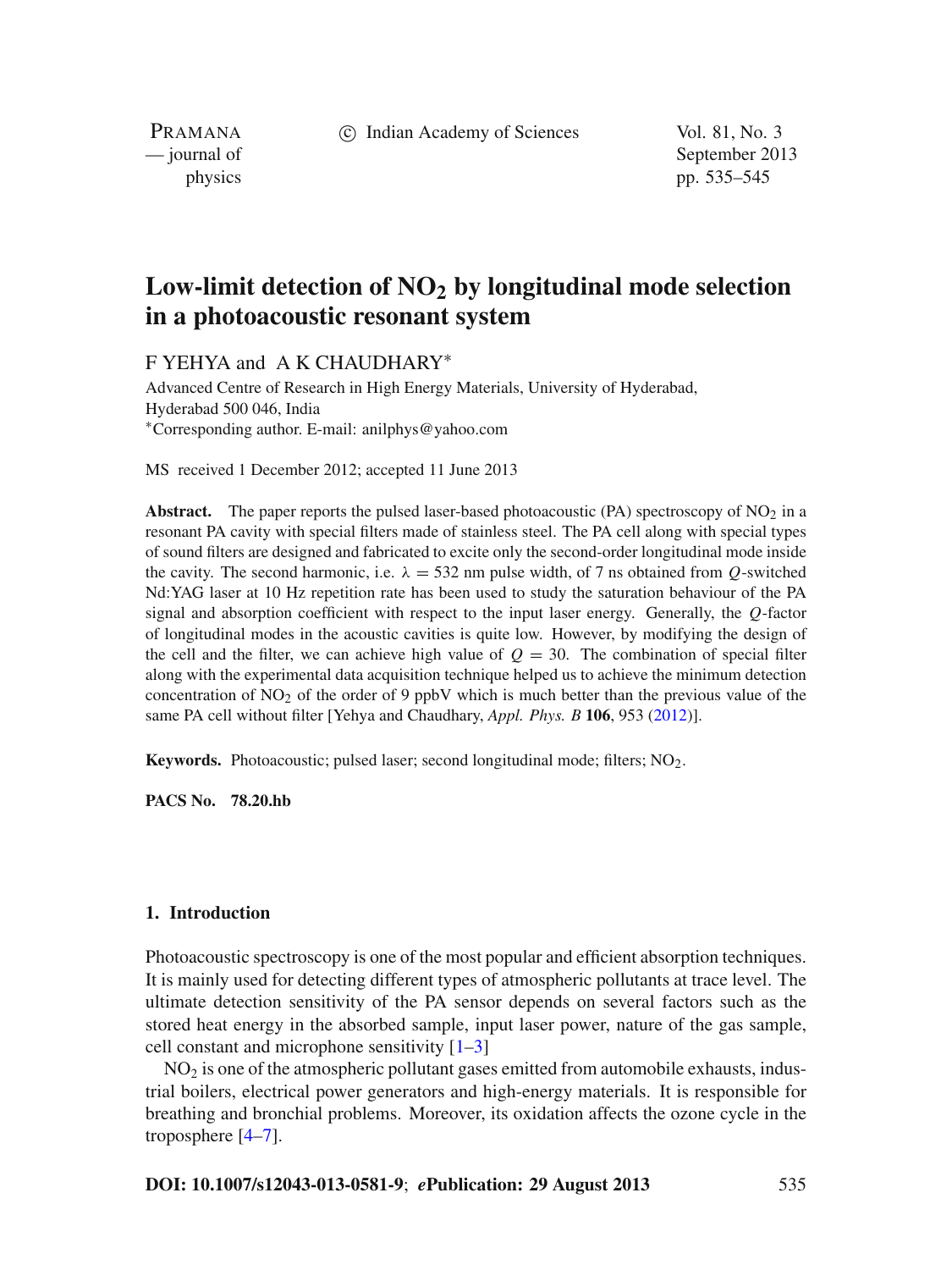# Low-limit detection of $NO_2$ by longitudinal mode selection in a photoacoustic resonant system

F YEHYA and A K CHAUDHARY*

Advanced Centre of Research in High Energy Materials, University of Hyderabad, Hyderabad 500 046, India

*Corresponding author. E-mail: anilphys@yahoo.com

MS received 1 December 2012; accepted 11 June 2013

**Abstract.** The paper reports the pulsed laser-based photoacoustic (PA) spectroscopy of $NO_2$ in a resonant PA cavity with special filters made of stainless steel. The PA cell along with special types of sound filters are designed and fabricated to excite only the second-order longitudinal mode inside the cavity. The second harmonic, i.e. $\lambda = 532$ nm pulse width, of 7 ns obtained from $Q$-switched Nd:YAG laser at 10 Hz repetition rate has been used to study the saturation behaviour of the PA signal and absorption coefficient with respect to the input laser energy. Generally, the $Q$-factor of longitudinal modes in the acoustic cavities is quite low. However, by modifying the design of the cell and the filter, we can achieve high value of $Q = 30$. The combination of special filter along with the experimental data acquisition technique helped us to achieve the minimum detection concentration of $NO_2$ of the order of 9 ppbV which is much better than the previous value of the same PA cell without filter [Yehya and Chaudhary, *Appl. Phys. B* **106**, 953 (2012)].

**Keywords.** Photoacoustic; pulsed laser; second longitudinal mode; filters; $NO_2$.

**PACS No.** **78.20.hb**

## 1. Introduction

Photoacoustic spectroscopy is one of the most popular and efficient absorption techniques. It is mainly used for detecting different types of atmospheric pollutants at trace level. The ultimate detection sensitivity of the PA sensor depends on several factors such as the stored heat energy in the absorbed sample, input laser power, nature of the gas sample, cell constant and microphone sensitivity [1–3]

$NO_2$ is one of the atmospheric pollutant gases emitted from automobile exhausts, industrial boilers, electrical power generators and high-energy materials. It is responsible for breathing and bronchial problems. Moreover, its oxidation affects the ozone cycle in the troposphere [4–7].

**DOI: 10.1007/s12043-013-0581-9**; ***e*Publication: 29 August 2013**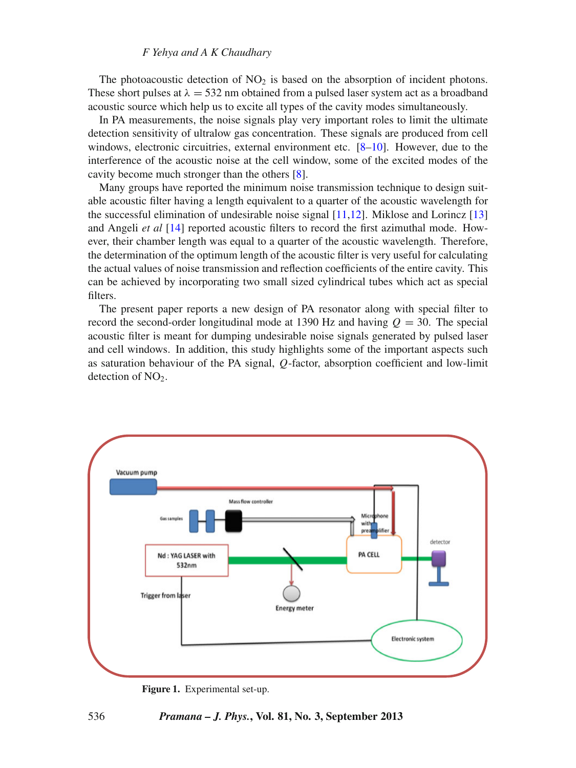The photoacoustic detection of $NO_2$ is based on the absorption of incident photons. These short pulses at $\lambda = 532$ nm obtained from a pulsed laser system act as a broadband acoustic source which help us to excite all types of the cavity modes simultaneously.

In PA measurements, the noise signals play very important roles to limit the ultimate detection sensitivity of ultralow gas concentration. These signals are produced from cell windows, electronic circuitries, external environment etc. [8–10]. However, due to the interference of the acoustic noise at the cell window, some of the excited modes of the cavity become much stronger than the others [8].

Many groups have reported the minimum noise transmission technique to design suitable acoustic filter having a length equivalent to a quarter of the acoustic wavelength for the successful elimination of undesirable noise signal [11,12]. Miklose and Lorincz [13] and Angeli *et al* [14] reported acoustic filters to record the first azimuthal mode. However, their chamber length was equal to a quarter of the acoustic wavelength. Therefore, the determination of the optimum length of the acoustic filter is very useful for calculating the actual values of noise transmission and reflection coefficients of the entire cavity. This can be achieved by incorporating two small sized cylindrical tubes which act as special filters.

The present paper reports a new design of PA resonator along with special filter to record the second-order longitudinal mode at 1390 Hz and having $Q = 30$. The special acoustic filter is meant for dumping undesirable noise signals generated by pulsed laser and cell windows. In addition, this study highlights some of the important aspects such as saturation behaviour of the PA signal, $Q$-factor, absorption coefficient and low-limit detection of $NO_2$.

**Figure 1.** Experimental set-up.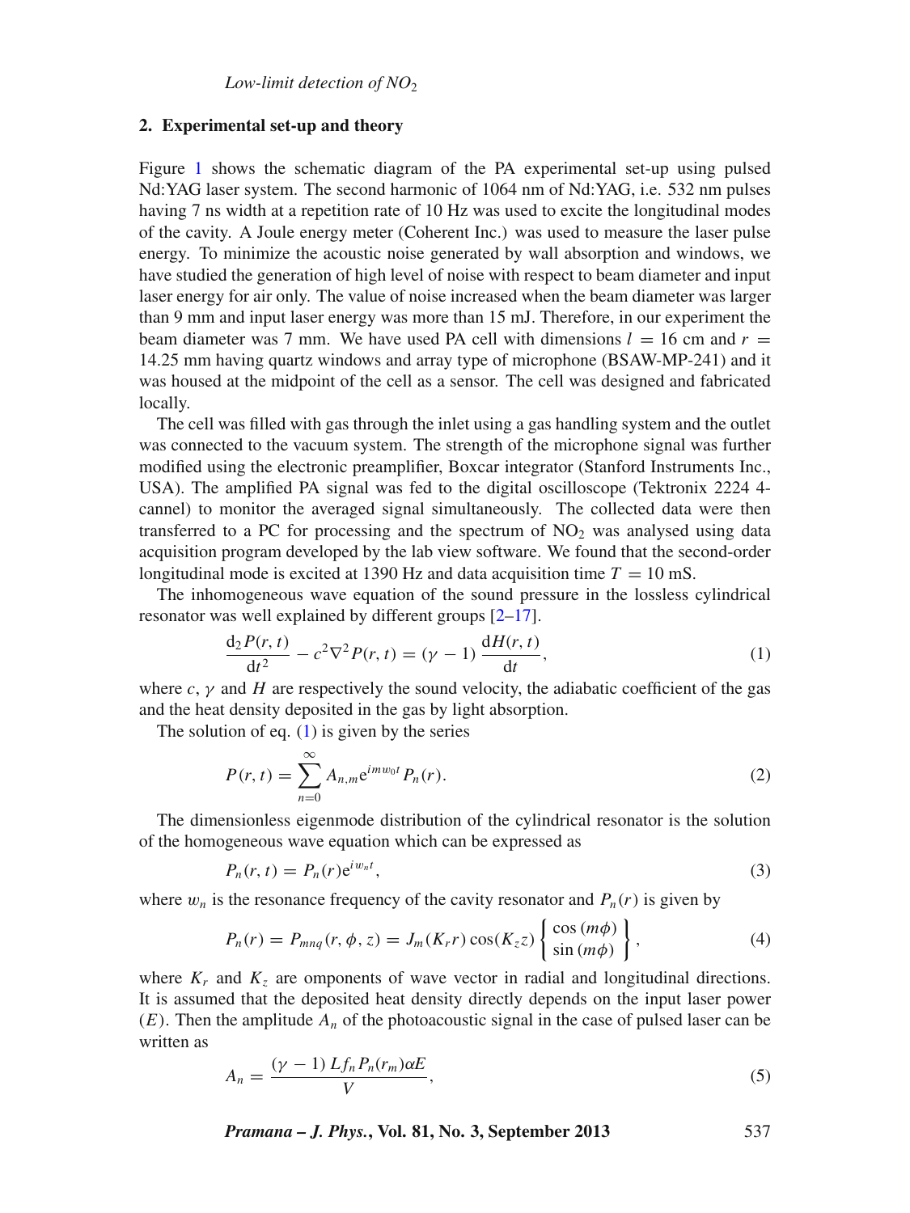## 2. Experimental set-up and theory

Figure 1 shows the schematic diagram of the PA experimental set-up using pulsed Nd:YAG laser system. The second harmonic of 1064 nm of Nd:YAG, i.e. 532 nm pulses having 7 ns width at a repetition rate of 10 Hz was used to excite the longitudinal modes of the cavity. A Joule energy meter (Coherent Inc.) was used to measure the laser pulse energy. To minimize the acoustic noise generated by wall absorption and windows, we have studied the generation of high level of noise with respect to beam diameter and input laser energy for air only. The value of noise increased when the beam diameter was larger than 9 mm and input laser energy was more than 15 mJ. Therefore, in our experiment the beam diameter was 7 mm. We have used PA cell with dimensions $l = 16$ cm and $r = 14.25$ mm having quartz windows and array type of microphone (BSAW-MP-241) and it was housed at the midpoint of the cell as a sensor. The cell was designed and fabricated locally.

The cell was filled with gas through the inlet using a gas handling system and the outlet was connected to the vacuum system. The strength of the microphone signal was further modified using the electronic preamplifier, Boxcar integrator (Stanford Instruments Inc., USA). The amplified PA signal was fed to the digital oscilloscope (Tektronix 2224 4-cannel) to monitor the averaged signal simultaneously. The collected data were then transferred to a PC for processing and the spectrum of $NO_2$ was analysed using data acquisition program developed by the lab view software. We found that the second-order longitudinal mode is excited at 1390 Hz and data acquisition time $T = 10$ mS.

The inhomogeneous wave equation of the sound pressure in the lossless cylindrical resonator was well explained by different groups [2–17].

$$\frac{\mathrm{d}_2 P(r,t)}{\mathrm{d}t^2} - c^2 \nabla^2 P(r,t) = (\gamma - 1)\,\frac{\mathrm{d}H(r,t)}{\mathrm{d}t}, \tag{1}$$

where $c$, $\gamma$ and $H$ are respectively the sound velocity, the adiabatic coefficient of the gas and the heat density deposited in the gas by light absorption.

The solution of eq. (1) is given by the series

$$P(r,t) = \sum_{n=0}^{\infty} A_{n,m} \mathrm{e}^{imw_0 t} P_n(r). \tag{2}$$

The dimensionless eigenmode distribution of the cylindrical resonator is the solution of the homogeneous wave equation which can be expressed as

$$P_n(r,t) = P_n(r)\mathrm{e}^{iw_n t}, \tag{3}$$

where $w_n$ is the resonance frequency of the cavity resonator and $P_n(r)$ is given by

$$P_n(r) = P_{mnq}(r,\phi,z) = J_m(K_r r)\cos(K_z z)\begin{Bmatrix} \cos(m\phi) \\ \sin(m\phi) \end{Bmatrix}, \tag{4}$$

where $K_r$ and $K_z$ are omponents of wave vector in radial and longitudinal directions. It is assumed that the deposited heat density directly depends on the input laser power ($E$). Then the amplitude $A_n$ of the photoacoustic signal in the case of pulsed laser can be written as

$$A_n = \frac{(\gamma - 1)\, L f_n P_n(r_m) \alpha E}{V}, \tag{5}$$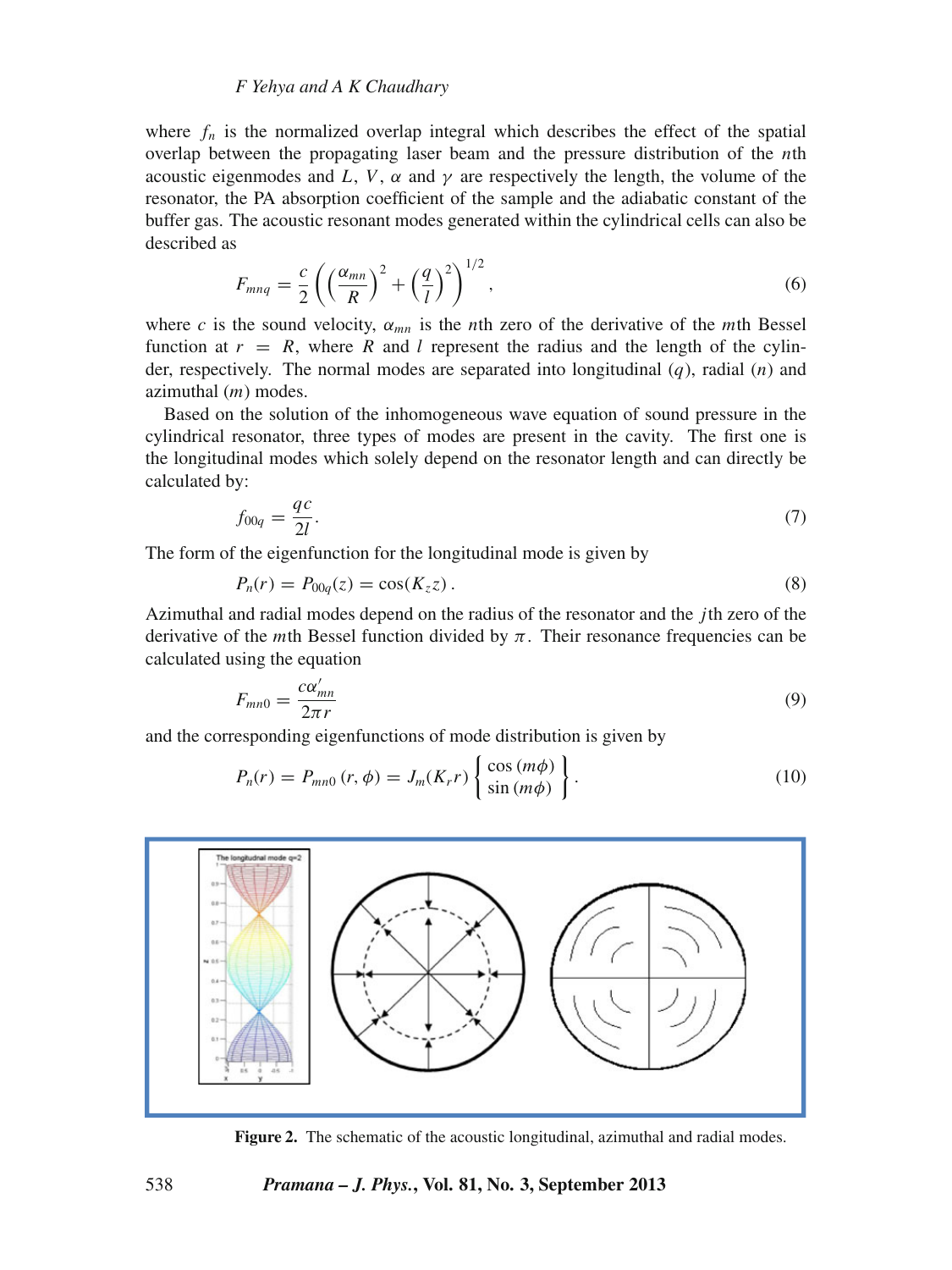where $f_n$ is the normalized overlap integral which describes the effect of the spatial overlap between the propagating laser beam and the pressure distribution of the $n$th acoustic eigenmodes and $L$, $V$, $\alpha$ and $\gamma$ are respectively the length, the volume of the resonator, the PA absorption coefficient of the sample and the adiabatic constant of the buffer gas. The acoustic resonant modes generated within the cylindrical cells can also be described as

$$F_{mnq} = \frac{c}{2}\left(\left(\frac{\alpha_{mn}}{R}\right)^2 + \left(\frac{q}{l}\right)^2\right)^{1/2}, \tag{6}$$

where $c$ is the sound velocity, $\alpha_{mn}$ is the $n$th zero of the derivative of the $m$th Bessel function at $r = R$, where $R$ and $l$ represent the radius and the length of the cylinder, respectively. The normal modes are separated into longitudinal ($q$), radial ($n$) and azimuthal ($m$) modes.

Based on the solution of the inhomogeneous wave equation of sound pressure in the cylindrical resonator, three types of modes are present in the cavity. The first one is the longitudinal modes which solely depend on the resonator length and can directly be calculated by:

$$f_{00q} = \frac{qc}{2l}. \tag{7}$$

The form of the eigenfunction for the longitudinal mode is given by

$$P_n(r) = P_{00q}(z) = \cos(K_z z). \tag{8}$$

Azimuthal and radial modes depend on the radius of the resonator and the $j$th zero of the derivative of the $m$th Bessel function divided by $\pi$. Their resonance frequencies can be calculated using the equation

$$F_{mn0} = \frac{c\alpha'_{mn}}{2\pi r} \tag{9}$$

and the corresponding eigenfunctions of mode distribution is given by

$$P_n(r) = P_{mn0}(r, \phi) = J_m(K_r r)\begin{Bmatrix} \cos(m\phi) \\ \sin(m\phi) \end{Bmatrix}. \tag{10}$$

**Figure 2.** The schematic of the acoustic longitudinal, azimuthal and radial modes.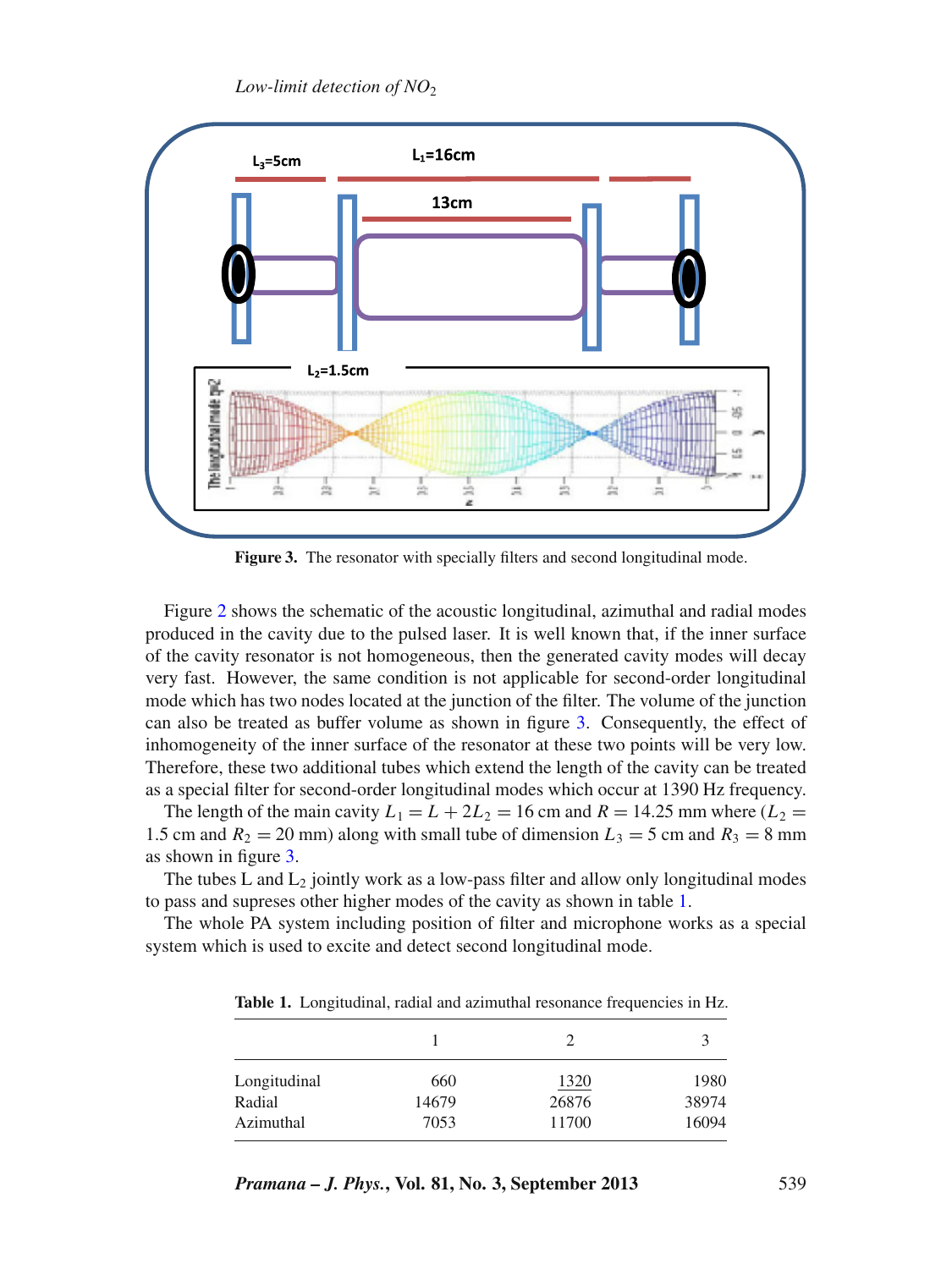Figure 3. The resonator with specially filters and second longitudinal mode.

Figure 2 shows the schematic of the acoustic longitudinal, azimuthal and radial modes produced in the cavity due to the pulsed laser. It is well known that, if the inner surface of the cavity resonator is not homogeneous, then the generated cavity modes will decay very fast. However, the same condition is not applicable for second-order longitudinal mode which has two nodes located at the junction of the filter. The volume of the junction can also be treated as buffer volume as shown in figure 3. Consequently, the effect of inhomogeneity of the inner surface of the resonator at these two points will be very low. Therefore, these two additional tubes which extend the length of the cavity can be treated as a special filter for second-order longitudinal modes which occur at 1390 Hz frequency.

The length of the main cavity $L_1 = L + 2L_2 = 16$ cm and $R = 14.25$ mm where ($L_2 = 1.5$ cm and $R_2 = 20$ mm) along with small tube of dimension $L_3 = 5$ cm and $R_3 = 8$ mm as shown in figure 3.

The tubes L and $L_2$ jointly work as a low-pass filter and allow only longitudinal modes to pass and supreses other higher modes of the cavity as shown in table 1.

The whole PA system including position of filter and microphone works as a special system which is used to excite and detect second longitudinal mode.

**Table 1.** Longitudinal, radial and azimuthal resonance frequencies in Hz.

| | 1 | 2 | 3 |
|---|---|---|---|
| Longitudinal | 660 | 1320 | 1980 |
| Radial | 14679 | 26876 | 38974 |
| Azimuthal | 7053 | 11700 | 16094 |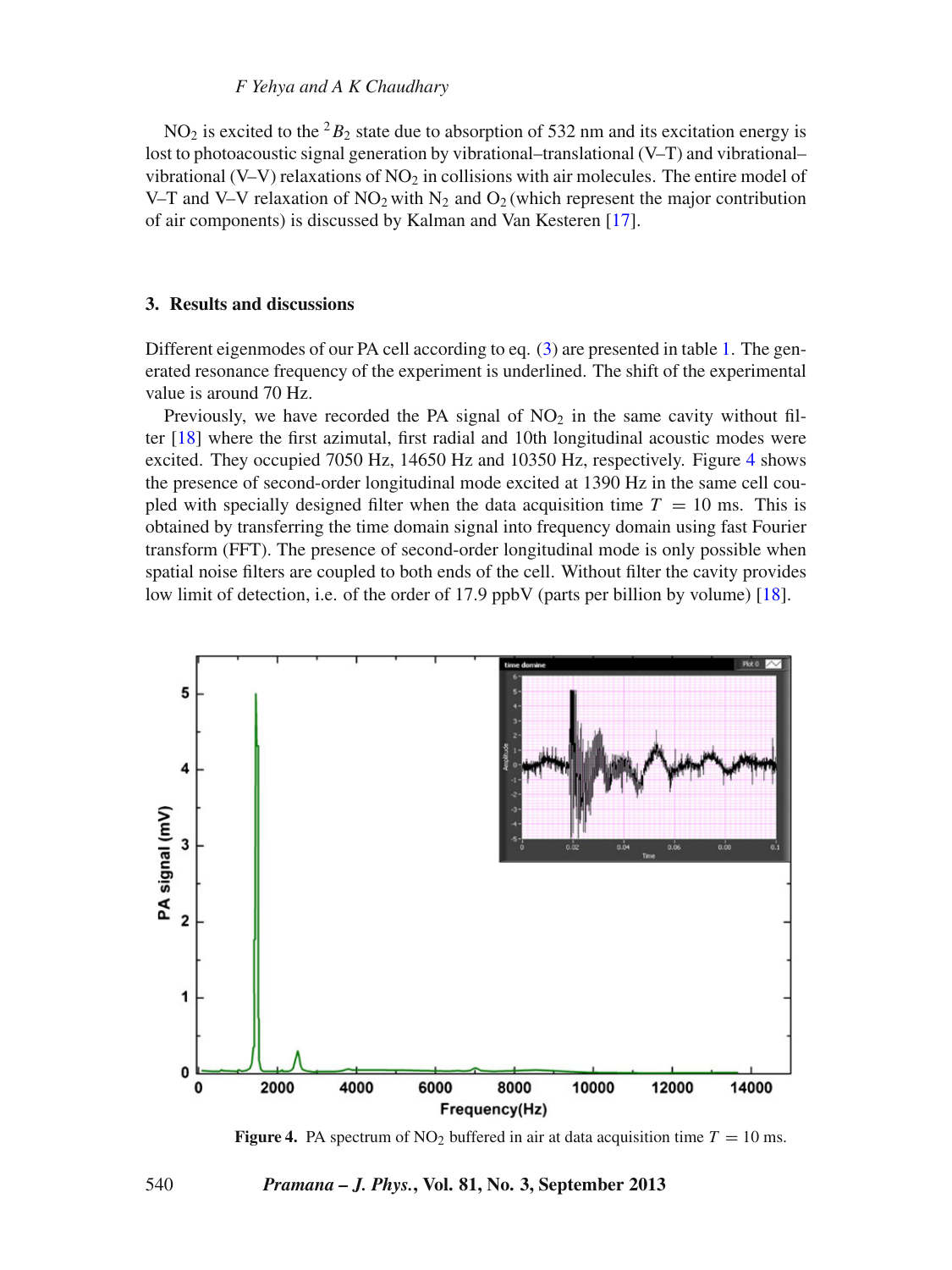$NO_2$ is excited to the $^2B_2$ state due to absorption of 532 nm and its excitation energy is lost to photoacoustic signal generation by vibrational–translational (V–T) and vibrational–vibrational (V–V) relaxations of $NO_2$ in collisions with air molecules. The entire model of V–T and V–V relaxation of $NO_2$ with $N_2$ and $O_2$ (which represent the major contribution of air components) is discussed by Kalman and Van Kesteren [17].

## 3. Results and discussions

Different eigenmodes of our PA cell according to eq. (3) are presented in table 1. The generated resonance frequency of the experiment is underlined. The shift of the experimental value is around 70 Hz.

Previously, we have recorded the PA signal of $NO_2$ in the same cavity without filter [18] where the first azimutal, first radial and 10th longitudinal acoustic modes were excited. They occupied 7050 Hz, 14650 Hz and 10350 Hz, respectively. Figure 4 shows the presence of second-order longitudinal mode excited at 1390 Hz in the same cell coupled with specially designed filter when the data acquisition time $T = 10$ ms. This is obtained by transferring the time domain signal into frequency domain using fast Fourier transform (FFT). The presence of second-order longitudinal mode is only possible when spatial noise filters are coupled to both ends of the cell. Without filter the cavity provides low limit of detection, i.e. of the order of 17.9 ppbV (parts per billion by volume) [18].

**Figure 4.** PA spectrum of $NO_2$ buffered in air at data acquisition time $T = 10$ ms.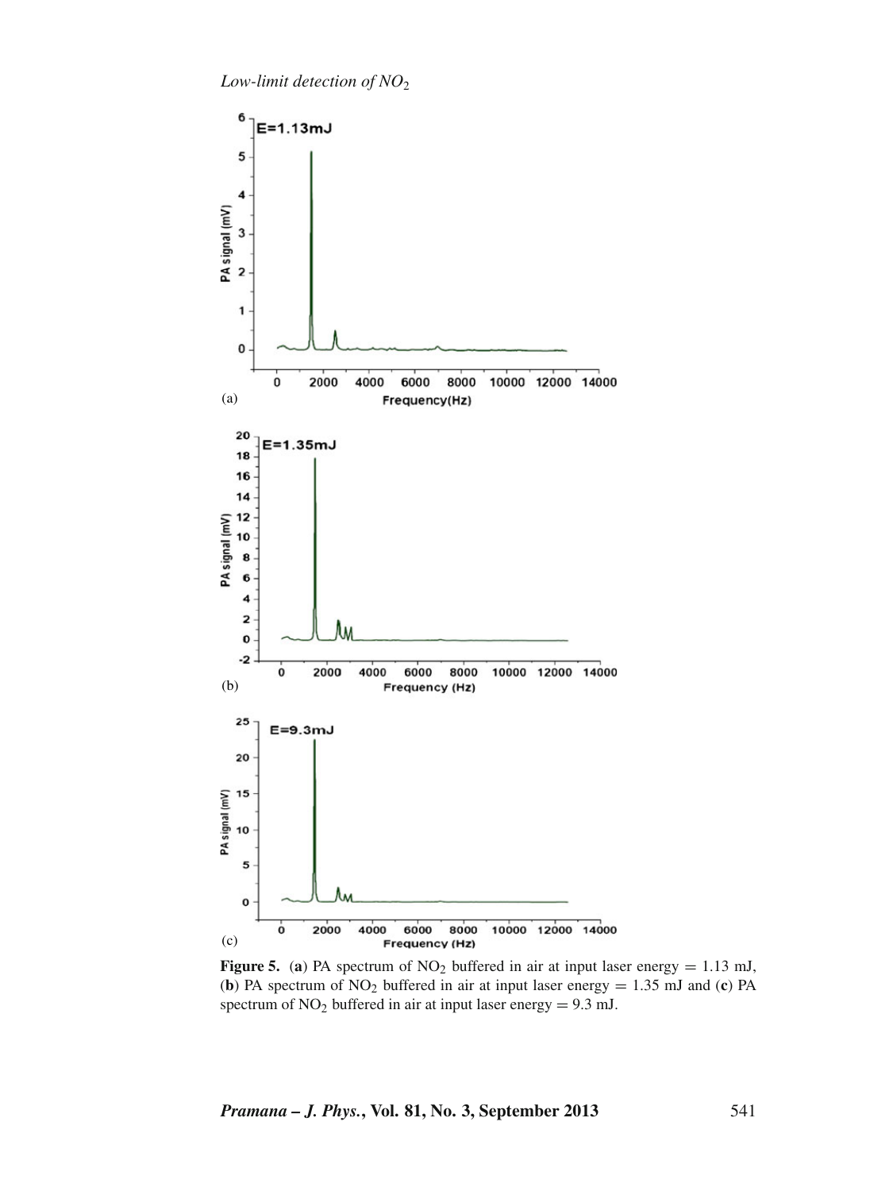**Figure 5.** (**a**) PA spectrum of $NO_2$ buffered in air at input laser energy = 1.13 mJ, (**b**) PA spectrum of $NO_2$ buffered in air at input laser energy = 1.35 mJ and (**c**) PA spectrum of $NO_2$ buffered in air at input laser energy = 9.3 mJ.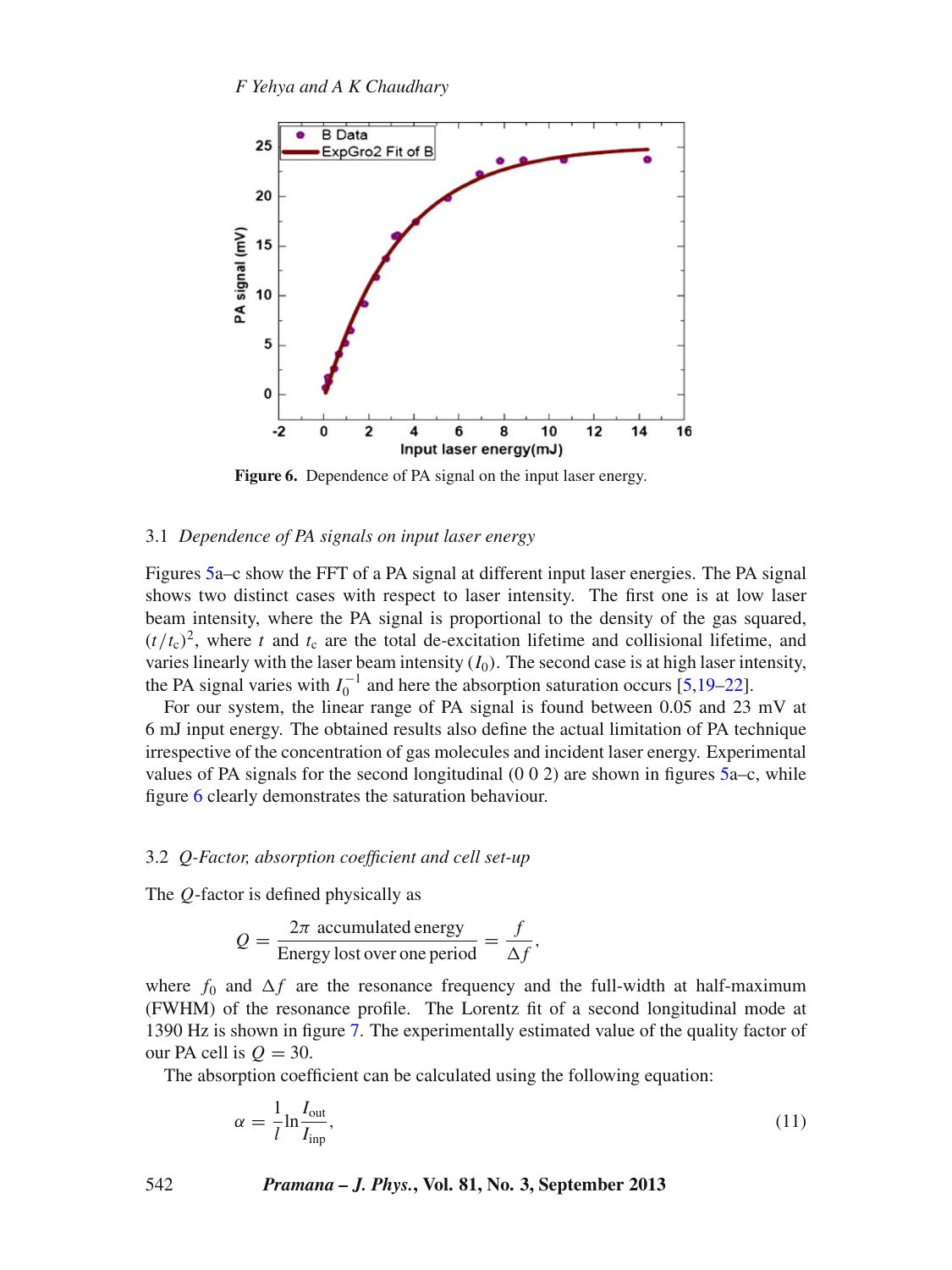Figure 6. Dependence of PA signal on the input laser energy.

### 3.1 *Dependence of PA signals on input laser energy*

Figures 5a–c show the FFT of a PA signal at different input laser energies. The PA signal shows two distinct cases with respect to laser intensity. The first one is at low laser beam intensity, where the PA signal is proportional to the density of the gas squared, $(t/t_c)^2$, where $t$ and $t_c$ are the total de-excitation lifetime and collisional lifetime, and varies linearly with the laser beam intensity ($I_0$). The second case is at high laser intensity, the PA signal varies with $I_0^{-1}$ and here the absorption saturation occurs [5,19–22].

For our system, the linear range of PA signal is found between 0.05 and 23 mV at 6 mJ input energy. The obtained results also define the actual limitation of PA technique irrespective of the concentration of gas molecules and incident laser energy. Experimental values of PA signals for the second longitudinal (0 0 2) are shown in figures 5a–c, while figure 6 clearly demonstrates the saturation behaviour.

### 3.2 *Q-Factor, absorption coefficient and cell set-up*

The $Q$-factor is defined physically as

$$Q = \frac{2\pi \text{ accumulated energy}}{\text{Energy lost over one period}} = \frac{f}{\Delta f},$$

where $f_0$ and $\Delta f$ are the resonance frequency and the full-width at half-maximum (FWHM) of the resonance profile. The Lorentz fit of a second longitudinal mode at 1390 Hz is shown in figure 7. The experimentally estimated value of the quality factor of our PA cell is $Q = 30$.

The absorption coefficient can be calculated using the following equation:

$$\alpha = \frac{1}{l}\ln\frac{I_{\text{out}}}{I_{\text{inp}}}, \tag{11}$$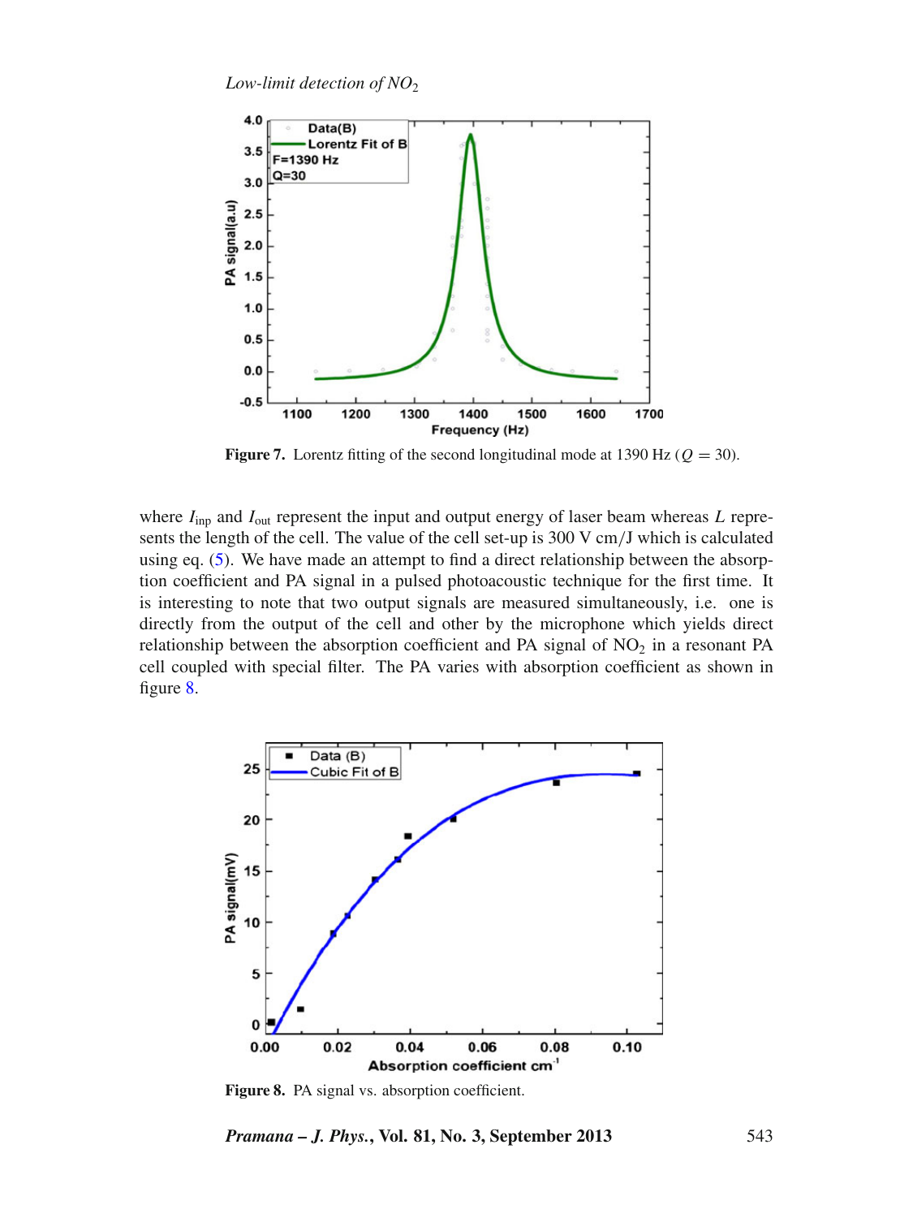Figure 7. Lorentz fitting of the second longitudinal mode at 1390 Hz ($Q = 30$).

where $I_{\text{inp}}$ and $I_{\text{out}}$ represent the input and output energy of laser beam whereas $L$ represents the length of the cell. The value of the cell set-up is 300 V cm/J which is calculated using eq. (5). We have made an attempt to find a direct relationship between the absorption coefficient and PA signal in a pulsed photoacoustic technique for the first time. It is interesting to note that two output signals are measured simultaneously, i.e. one is directly from the output of the cell and other by the microphone which yields direct relationship between the absorption coefficient and PA signal of $NO_2$ in a resonant PA cell coupled with special filter. The PA varies with absorption coefficient as shown in figure 8.

Figure 8. PA signal vs. absorption coefficient.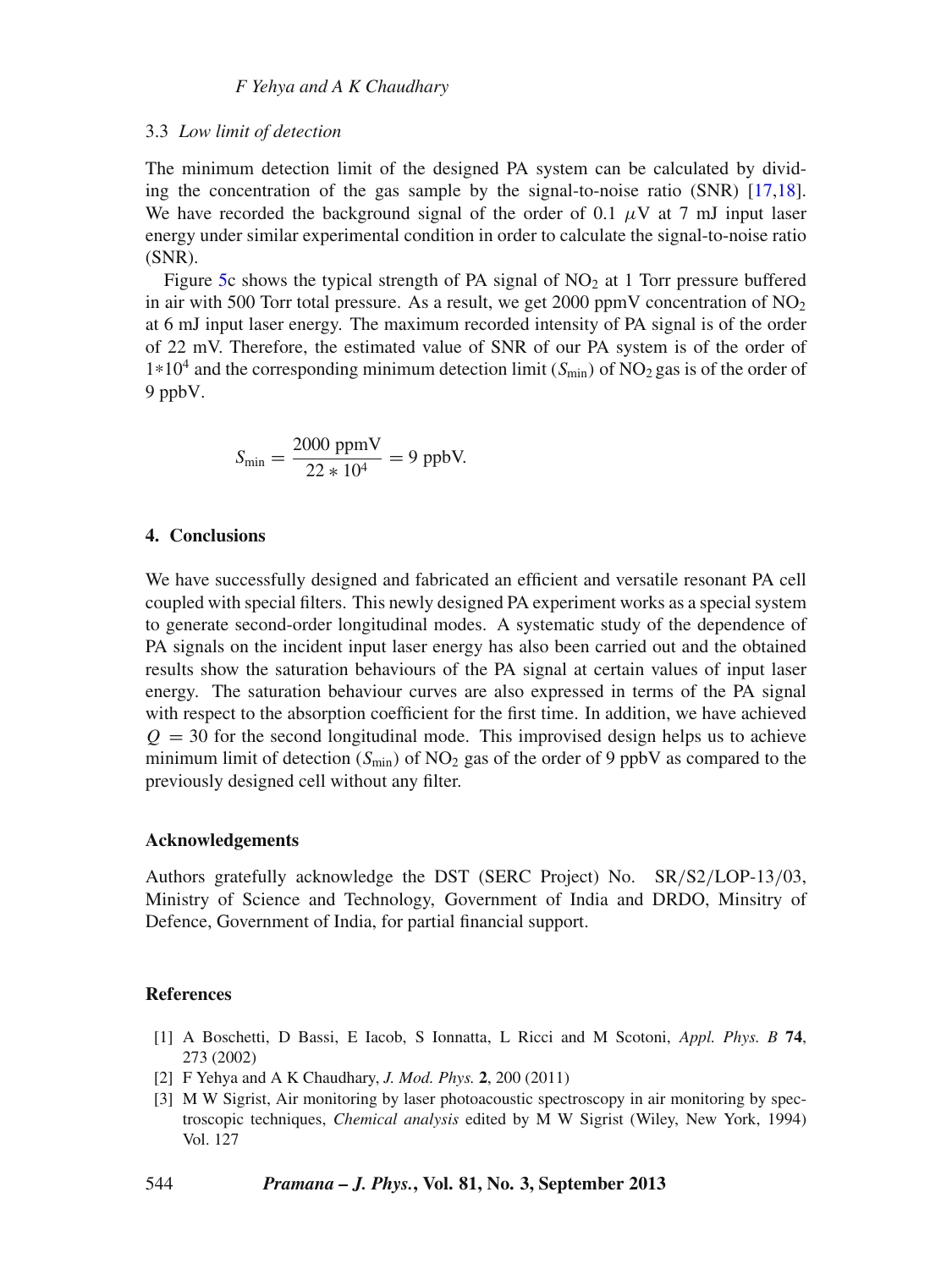### 3.3 *Low limit of detection*

The minimum detection limit of the designed PA system can be calculated by dividing the concentration of the gas sample by the signal-to-noise ratio (SNR) [17,18]. We have recorded the background signal of the order of 0.1 $\mu$V at 7 mJ input laser energy under similar experimental condition in order to calculate the signal-to-noise ratio (SNR).

Figure 5c shows the typical strength of PA signal of $NO_2$ at 1 Torr pressure buffered in air with 500 Torr total pressure. As a result, we get 2000 ppmV concentration of $NO_2$ at 6 mJ input laser energy. The maximum recorded intensity of PA signal is of the order of 22 mV. Therefore, the estimated value of SNR of our PA system is of the order of $1*10^4$ and the corresponding minimum detection limit ($S_{\min}$) of $NO_2$ gas is of the order of 9 ppbV.

$$S_{\min} = \frac{2000 \text{ ppmV}}{22 * 10^4} = 9 \text{ ppbV}.$$

## 4. Conclusions

We have successfully designed and fabricated an efficient and versatile resonant PA cell coupled with special filters. This newly designed PA experiment works as a special system to generate second-order longitudinal modes. A systematic study of the dependence of PA signals on the incident input laser energy has also been carried out and the obtained results show the saturation behaviours of the PA signal at certain values of input laser energy. The saturation behaviour curves are also expressed in terms of the PA signal with respect to the absorption coefficient for the first time. In addition, we have achieved $Q = 30$ for the second longitudinal mode. This improvised design helps us to achieve minimum limit of detection ($S_{\min}$) of $NO_2$ gas of the order of 9 ppbV as compared to the previously designed cell without any filter.

## Acknowledgements

Authors gratefully acknowledge the DST (SERC Project) No. SR/S2/LOP-13/03, Ministry of Science and Technology, Government of India and DRDO, Minsitry of Defence, Government of India, for partial financial support.

## References

[1] A Boschetti, D Bassi, E Iacob, S Ionnatta, L Ricci and M Scotoni, *Appl. Phys. B* **74**, 273 (2002)

[2] F Yehya and A K Chaudhary, *J. Mod. Phys.* **2**, 200 (2011)

[3] M W Sigrist, Air monitoring by laser photoacoustic spectroscopy in air monitoring by spectroscopic techniques, *Chemical analysis* edited by M W Sigrist (Wiley, New York, 1994) Vol. 127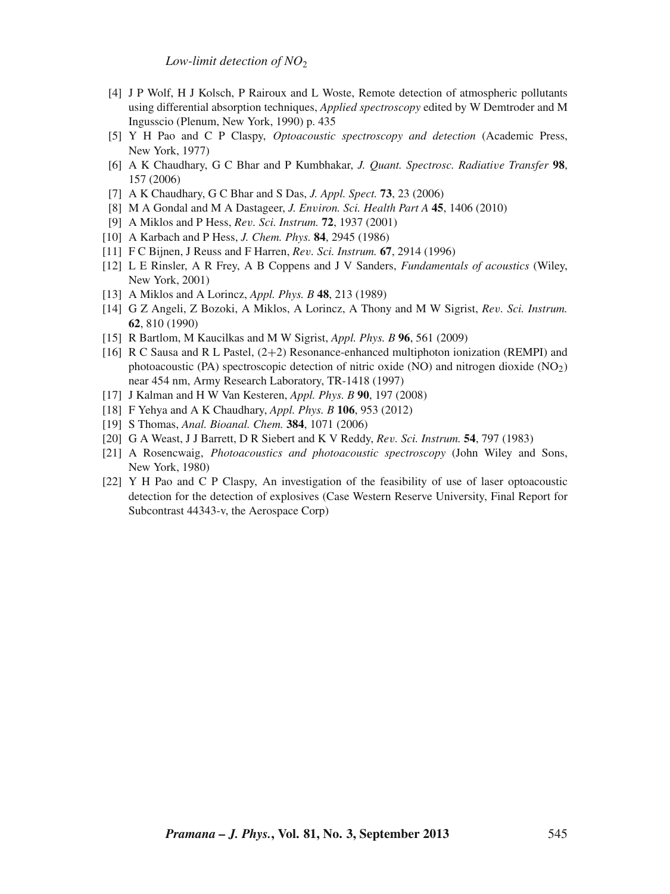[4] J P Wolf, H J Kolsch, P Rairoux and L Woste, Remote detection of atmospheric pollutants using differential absorption techniques, *Applied spectroscopy* edited by W Demtroder and M Ingusscio (Plenum, New York, 1990) p. 435

[5] Y H Pao and C P Claspy, *Optoacoustic spectroscopy and detection* (Academic Press, New York, 1977)

[6] A K Chaudhary, G C Bhar and P Kumbhakar, *J. Quant. Spectrosc. Radiative Transfer* **98**, 157 (2006)

[7] A K Chaudhary, G C Bhar and S Das, *J. Appl. Spect.* **73**, 23 (2006)

[8] M A Gondal and M A Dastageer, *J. Environ. Sci. Health Part A* **45**, 1406 (2010)

[9] A Miklos and P Hess, *Rev. Sci. Instrum.* **72**, 1937 (2001)

[10] A Karbach and P Hess, *J. Chem. Phys.* **84**, 2945 (1986)

[11] F C Bijnen, J Reuss and F Harren, *Rev. Sci. Instrum.* **67**, 2914 (1996)

[12] L E Rinsler, A R Frey, A B Coppens and J V Sanders, *Fundamentals of acoustics* (Wiley, New York, 2001)

[13] A Miklos and A Lorincz, *Appl. Phys. B* **48**, 213 (1989)

[14] G Z Angeli, Z Bozoki, A Miklos, A Lorincz, A Thony and M W Sigrist, *Rev. Sci. Instrum.* **62**, 810 (1990)

[15] R Bartlom, M Kaucilkas and M W Sigrist, *Appl. Phys. B* **96**, 561 (2009)

[16] R C Sausa and R L Pastel, (2+2) Resonance-enhanced multiphoton ionization (REMPI) and photoacoustic (PA) spectroscopic detection of nitric oxide (NO) and nitrogen dioxide ($NO_2$) near 454 nm, Army Research Laboratory, TR-1418 (1997)

[17] J Kalman and H W Van Kesteren, *Appl. Phys. B* **90**, 197 (2008)

[18] F Yehya and A K Chaudhary, *Appl. Phys. B* **106**, 953 (2012)

[19] S Thomas, *Anal. Bioanal. Chem.* **384**, 1071 (2006)

[20] G A Weast, J J Barrett, D R Siebert and K V Reddy, *Rev. Sci. Instrum.* **54**, 797 (1983)

[21] A Rosencwaig, *Photoacoustics and photoacoustic spectroscopy* (John Wiley and Sons, New York, 1980)

[22] Y H Pao and C P Claspy, An investigation of the feasibility of use of laser optoacoustic detection for the detection of explosives (Case Western Reserve University, Final Report for Subcontrast 44343-v, the Aerospace Corp)